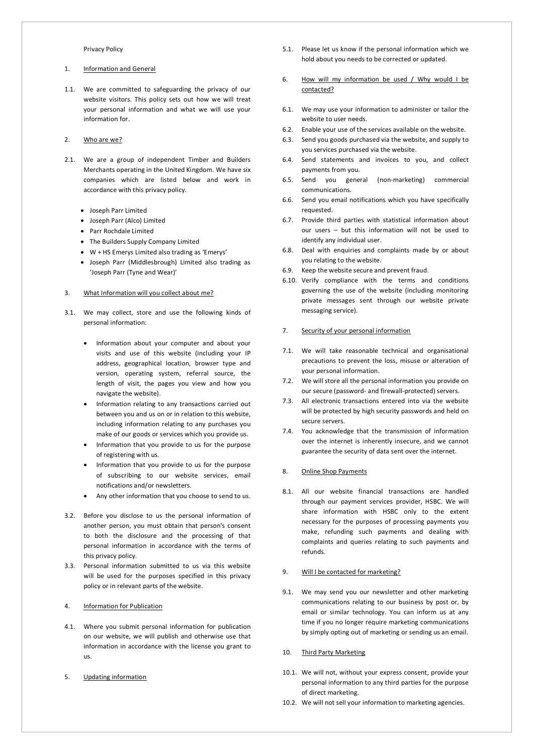# Privacy Policy

## 1. Information and General

1.1. We are committed to safeguarding the privacy of our website visitors. This policy sets out how we will treat your personal information and what we will use your information for.

## 2. Who are we?

2.1. We are a group of independent Timber and Builders Merchants operating in the United Kingdom. We have six companies which are listed below and work in accordance with this privacy policy.

- Joseph Parr Limited
- Joseph Parr (Alco) Limited
- Parr Rochdale Limited
- The Builders Supply Company Limited
- W + HS Emerys Limited also trading as 'Emerys'
- Joseph Parr (Middlesbrough) Limited also trading as 'Joseph Parr (Tyne and Wear)'

## 3. What Information will you collect about me?

3.1. We may collect, store and use the following kinds of personal information:

- Information about your computer and about your visits and use of this website (including your IP address, geographical location, browser type and version, operating system, referral source, the length of visit, the pages you view and how you navigate the website).
- Information relating to any transactions carried out between you and us on or in relation to this website, including information relating to any purchases you make of our goods or services which you provide us.
- Information that you provide to us for the purpose of registering with us.
- Information that you provide to us for the purpose of subscribing to our website services, email notifications and/or newsletters.
- Any other information that you choose to send to us.

3.2. Before you disclose to us the personal information of another person, you must obtain that person's consent to both the disclosure and the processing of that personal information in accordance with the terms of this privacy policy.

3.3. Personal information submitted to us via this website will be used for the purposes specified in this privacy policy or in relevant parts of the website.

## 4. Information for Publication

4.1. Where you submit personal information for publication on our website, we will publish and otherwise use that information in accordance with the license you grant to us.

## 5. Updating information

5.1. Please let us know if the personal information which we hold about you needs to be corrected or updated.

## 6. How will my information be used / Why would I be contacted?

6.1. We may use your information to administer or tailor the website to user needs.

6.2. Enable your use of the services available on the website.

6.3. Send you goods purchased via the website, and supply to you services purchased via the website.

6.4. Send statements and invoices to you, and collect payments from you.

6.5. Send you general (non-marketing) commercial communications.

6.6. Send you email notifications which you have specifically requested.

6.7. Provide third parties with statistical information about our users – but this information will not be used to identify any individual user.

6.8. Deal with enquiries and complaints made by or about you relating to the website.

6.9. Keep the website secure and prevent fraud.

6.10. Verify compliance with the terms and conditions governing the use of the website (including monitoring private messages sent through our website private messaging service).

## 7. Security of your personal information

7.1. We will take reasonable technical and organisational precautions to prevent the loss, misuse or alteration of your personal information.

7.2. We will store all the personal information you provide on our secure (password- and firewall-protected) servers.

7.3. All electronic transactions entered into via the website will be protected by high security passwords and held on secure servers.

7.4. You acknowledge that the transmission of information over the internet is inherently insecure, and we cannot guarantee the security of data sent over the internet.

## 8. Online Shop Payments

8.1. All our website financial transactions are handled through our payment services provider, HSBC. We will share information with HSBC only to the extent necessary for the purposes of processing payments you make, refunding such payments and dealing with complaints and queries relating to such payments and refunds.

## 9. Will I be contacted for marketing?

9.1. We may send you our newsletter and other marketing communications relating to our business by post or, by email or similar technology. You can inform us at any time if you no longer require marketing communications by simply opting out of marketing or sending us an email.

## 10. Third Party Marketing

10.1. We will not, without your express consent, provide your personal information to any third parties for the purpose of direct marketing.

10.2. We will not sell your information to marketing agencies.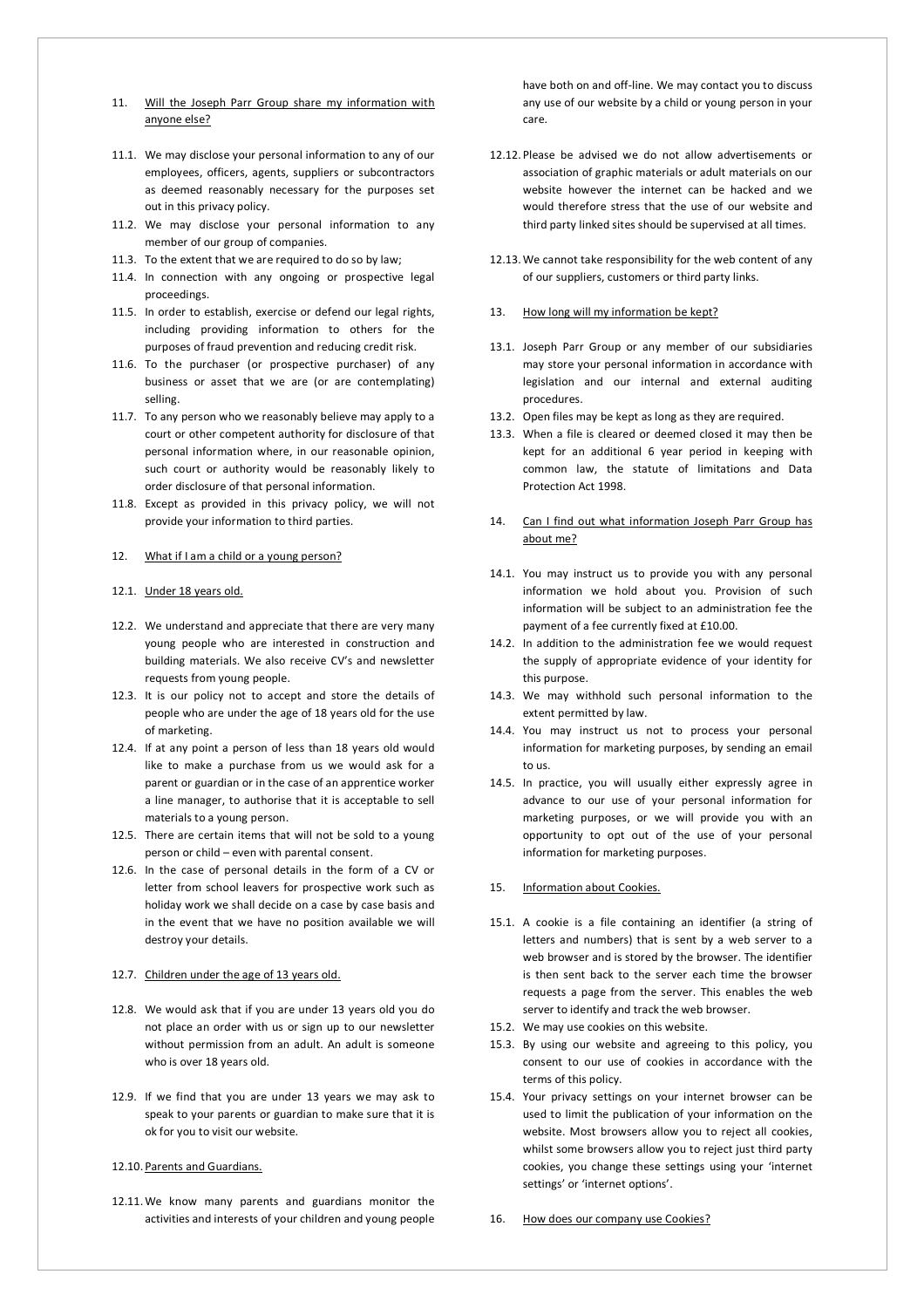11. Will the Joseph Parr Group share my information with anyone else?

11.1. We may disclose your personal information to any of our employees, officers, agents, suppliers or subcontractors as deemed reasonably necessary for the purposes set out in this privacy policy.

11.2. We may disclose your personal information to any member of our group of companies.

11.3. To the extent that we are required to do so by law;

11.4. In connection with any ongoing or prospective legal proceedings.

11.5. In order to establish, exercise or defend our legal rights, including providing information to others for the purposes of fraud prevention and reducing credit risk.

11.6. To the purchaser (or prospective purchaser) of any business or asset that we are (or are contemplating) selling.

11.7. To any person who we reasonably believe may apply to a court or other competent authority for disclosure of that personal information where, in our reasonable opinion, such court or authority would be reasonably likely to order disclosure of that personal information.

11.8. Except as provided in this privacy policy, we will not provide your information to third parties.

12. What if I am a child or a young person?

12.1. Under 18 years old.

12.2. We understand and appreciate that there are very many young people who are interested in construction and building materials. We also receive CV's and newsletter requests from young people.

12.3. It is our policy not to accept and store the details of people who are under the age of 18 years old for the use of marketing.

12.4. If at any point a person of less than 18 years old would like to make a purchase from us we would ask for a parent or guardian or in the case of an apprentice worker a line manager, to authorise that it is acceptable to sell materials to a young person.

12.5. There are certain items that will not be sold to a young person or child – even with parental consent.

12.6. In the case of personal details in the form of a CV or letter from school leavers for prospective work such as holiday work we shall decide on a case by case basis and in the event that we have no position available we will destroy your details.

12.7. Children under the age of 13 years old.

12.8. We would ask that if you are under 13 years old you do not place an order with us or sign up to our newsletter without permission from an adult. An adult is someone who is over 18 years old.

12.9. If we find that you are under 13 years we may ask to speak to your parents or guardian to make sure that it is ok for you to visit our website.

12.10. Parents and Guardians.

12.11. We know many parents and guardians monitor the activities and interests of your children and young people have both on and off-line. We may contact you to discuss any use of our website by a child or young person in your care.

12.12. Please be advised we do not allow advertisements or association of graphic materials or adult materials on our website however the internet can be hacked and we would therefore stress that the use of our website and third party linked sites should be supervised at all times.

12.13. We cannot take responsibility for the web content of any of our suppliers, customers or third party links.

13. How long will my information be kept?

13.1. Joseph Parr Group or any member of our subsidiaries may store your personal information in accordance with legislation and our internal and external auditing procedures.

13.2. Open files may be kept as long as they are required.

13.3. When a file is cleared or deemed closed it may then be kept for an additional 6 year period in keeping with common law, the statute of limitations and Data Protection Act 1998.

14. Can I find out what information Joseph Parr Group has about me?

14.1. You may instruct us to provide you with any personal information we hold about you. Provision of such information will be subject to an administration fee the payment of a fee currently fixed at £10.00.

14.2. In addition to the administration fee we would request the supply of appropriate evidence of your identity for this purpose.

14.3. We may withhold such personal information to the extent permitted by law.

14.4. You may instruct us not to process your personal information for marketing purposes, by sending an email to us.

14.5. In practice, you will usually either expressly agree in advance to our use of your personal information for marketing purposes, or we will provide you with an opportunity to opt out of the use of your personal information for marketing purposes.

15. Information about Cookies.

15.1. A cookie is a file containing an identifier (a string of letters and numbers) that is sent by a web server to a web browser and is stored by the browser. The identifier is then sent back to the server each time the browser requests a page from the server. This enables the web server to identify and track the web browser.

15.2. We may use cookies on this website.

15.3. By using our website and agreeing to this policy, you consent to our use of cookies in accordance with the terms of this policy.

15.4. Your privacy settings on your internet browser can be used to limit the publication of your information on the website. Most browsers allow you to reject all cookies, whilst some browsers allow you to reject just third party cookies, you change these settings using your 'internet settings' or 'internet options'.

16. How does our company use Cookies?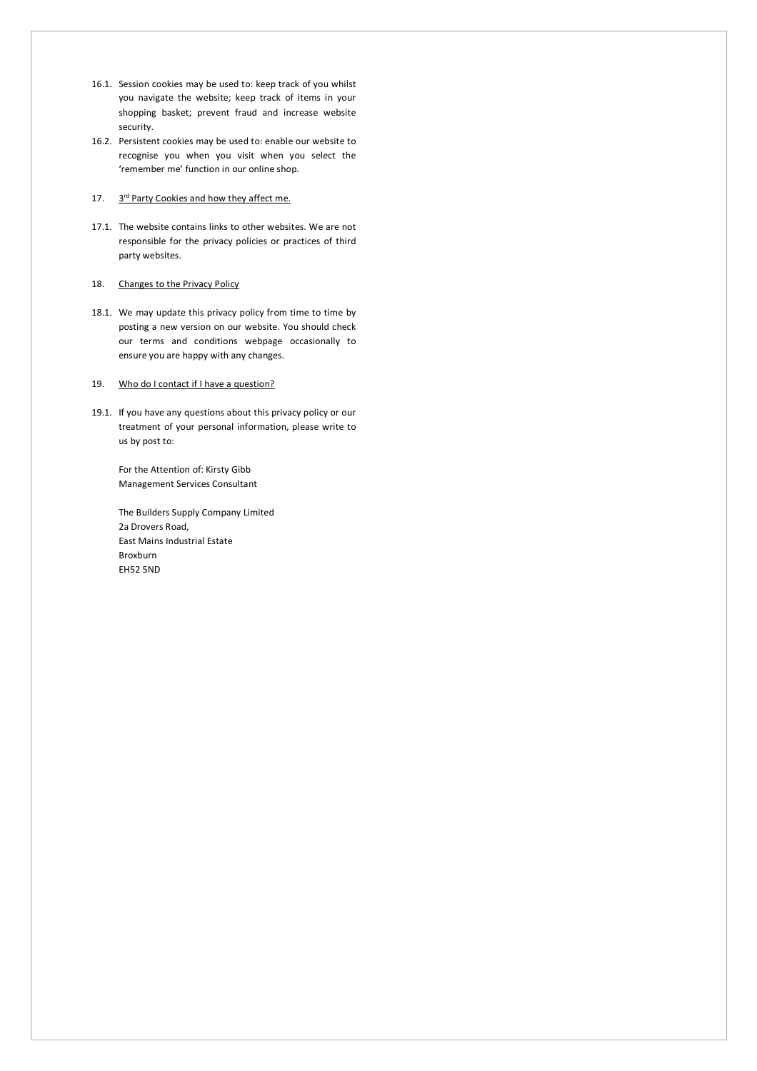16.1. Session cookies may be used to: keep track of you whilst you navigate the website; keep track of items in your shopping basket; prevent fraud and increase website security.

16.2. Persistent cookies may be used to: enable our website to recognise you when you visit when you select the 'remember me' function in our online shop.

17. <u>3rd Party Cookies and how they affect me.</u>

17.1. The website contains links to other websites. We are not responsible for the privacy policies or practices of third party websites.

18. <u>Changes to the Privacy Policy</u>

18.1. We may update this privacy policy from time to time by posting a new version on our website. You should check our terms and conditions webpage occasionally to ensure you are happy with any changes.

19. <u>Who do I contact if I have a question?</u>

19.1. If you have any questions about this privacy policy or our treatment of your personal information, please write to us by post to:

For the Attention of: Kirsty Gibb
Management Services Consultant

The Builders Supply Company Limited
2a Drovers Road,
East Mains Industrial Estate
Broxburn
EH52 5ND